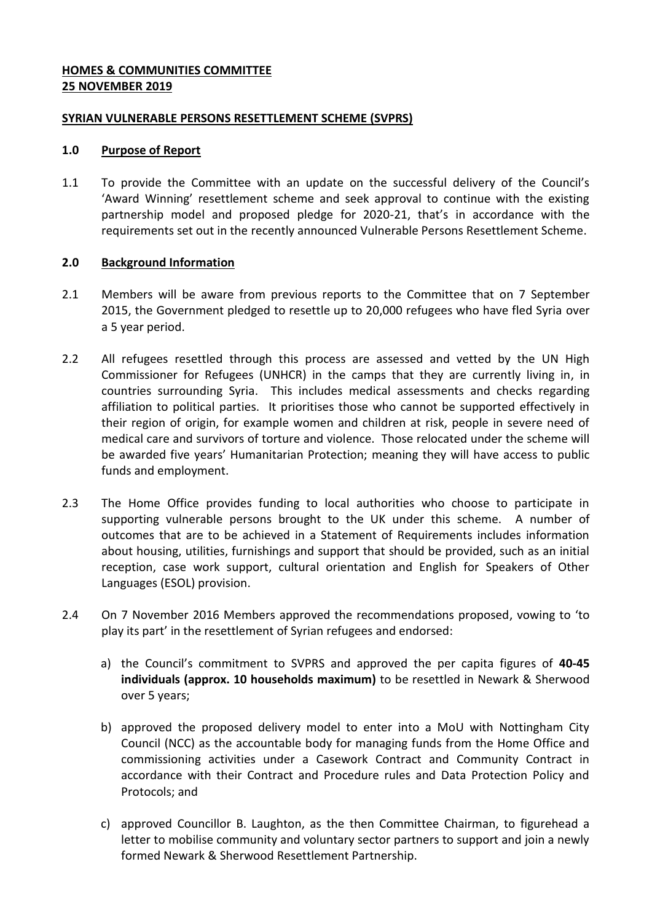**HOMES & COMMUNITIES COMMITTEE**
**25 NOVEMBER 2019**

**SYRIAN VULNERABLE PERSONS RESETTLEMENT SCHEME (SVPRS)**

## 1.0 Purpose of Report

1.1 To provide the Committee with an update on the successful delivery of the Council's 'Award Winning' resettlement scheme and seek approval to continue with the existing partnership model and proposed pledge for 2020-21, that's in accordance with the requirements set out in the recently announced Vulnerable Persons Resettlement Scheme.

## 2.0 Background Information

2.1 Members will be aware from previous reports to the Committee that on 7 September 2015, the Government pledged to resettle up to 20,000 refugees who have fled Syria over a 5 year period.

2.2 All refugees resettled through this process are assessed and vetted by the UN High Commissioner for Refugees (UNHCR) in the camps that they are currently living in, in countries surrounding Syria. This includes medical assessments and checks regarding affiliation to political parties. It prioritises those who cannot be supported effectively in their region of origin, for example women and children at risk, people in severe need of medical care and survivors of torture and violence. Those relocated under the scheme will be awarded five years' Humanitarian Protection; meaning they will have access to public funds and employment.

2.3 The Home Office provides funding to local authorities who choose to participate in supporting vulnerable persons brought to the UK under this scheme. A number of outcomes that are to be achieved in a Statement of Requirements includes information about housing, utilities, furnishings and support that should be provided, such as an initial reception, case work support, cultural orientation and English for Speakers of Other Languages (ESOL) provision.

2.4 On 7 November 2016 Members approved the recommendations proposed, vowing to 'to play its part' in the resettlement of Syrian refugees and endorsed:

a) the Council's commitment to SVPRS and approved the per capita figures of **40-45 individuals (approx. 10 households maximum)** to be resettled in Newark & Sherwood over 5 years;

b) approved the proposed delivery model to enter into a MoU with Nottingham City Council (NCC) as the accountable body for managing funds from the Home Office and commissioning activities under a Casework Contract and Community Contract in accordance with their Contract and Procedure rules and Data Protection Policy and Protocols; and

c) approved Councillor B. Laughton, as the then Committee Chairman, to figurehead a letter to mobilise community and voluntary sector partners to support and join a newly formed Newark & Sherwood Resettlement Partnership.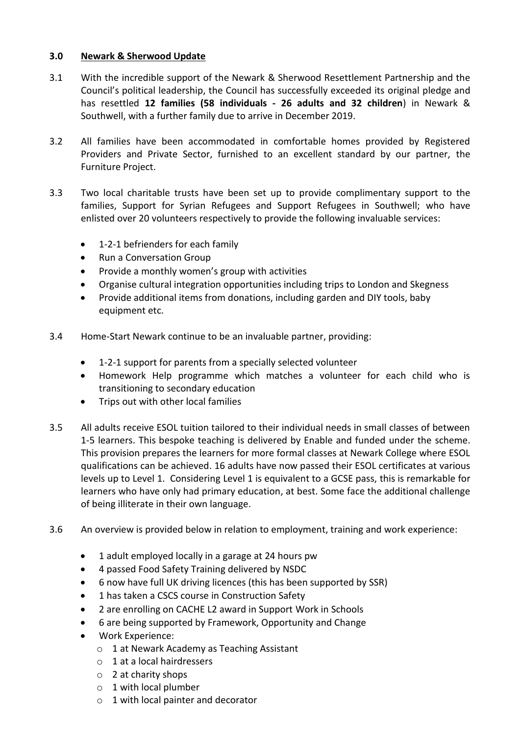**3.0 Newark & Sherwood Update**

3.1 With the incredible support of the Newark & Sherwood Resettlement Partnership and the Council's political leadership, the Council has successfully exceeded its original pledge and has resettled **12 families (58 individuals - 26 adults and 32 children**) in Newark & Southwell, with a further family due to arrive in December 2019.

3.2 All families have been accommodated in comfortable homes provided by Registered Providers and Private Sector, furnished to an excellent standard by our partner, the Furniture Project.

3.3 Two local charitable trusts have been set up to provide complimentary support to the families, Support for Syrian Refugees and Support Refugees in Southwell; who have enlisted over 20 volunteers respectively to provide the following invaluable services:

- 1-2-1 befrienders for each family
- Run a Conversation Group
- Provide a monthly women's group with activities
- Organise cultural integration opportunities including trips to London and Skegness
- Provide additional items from donations, including garden and DIY tools, baby equipment etc.

3.4 Home-Start Newark continue to be an invaluable partner, providing:

- 1-2-1 support for parents from a specially selected volunteer
- Homework Help programme which matches a volunteer for each child who is transitioning to secondary education
- Trips out with other local families

3.5 All adults receive ESOL tuition tailored to their individual needs in small classes of between 1-5 learners. This bespoke teaching is delivered by Enable and funded under the scheme. This provision prepares the learners for more formal classes at Newark College where ESOL qualifications can be achieved. 16 adults have now passed their ESOL certificates at various levels up to Level 1. Considering Level 1 is equivalent to a GCSE pass, this is remarkable for learners who have only had primary education, at best. Some face the additional challenge of being illiterate in their own language.

3.6 An overview is provided below in relation to employment, training and work experience:

- 1 adult employed locally in a garage at 24 hours pw
- 4 passed Food Safety Training delivered by NSDC
- 6 now have full UK driving licences (this has been supported by SSR)
- 1 has taken a CSCS course in Construction Safety
- 2 are enrolling on CACHE L2 award in Support Work in Schools
- 6 are being supported by Framework, Opportunity and Change
- Work Experience:
  - 1 at Newark Academy as Teaching Assistant
  - 1 at a local hairdressers
  - 2 at charity shops
  - 1 with local plumber
  - 1 with local painter and decorator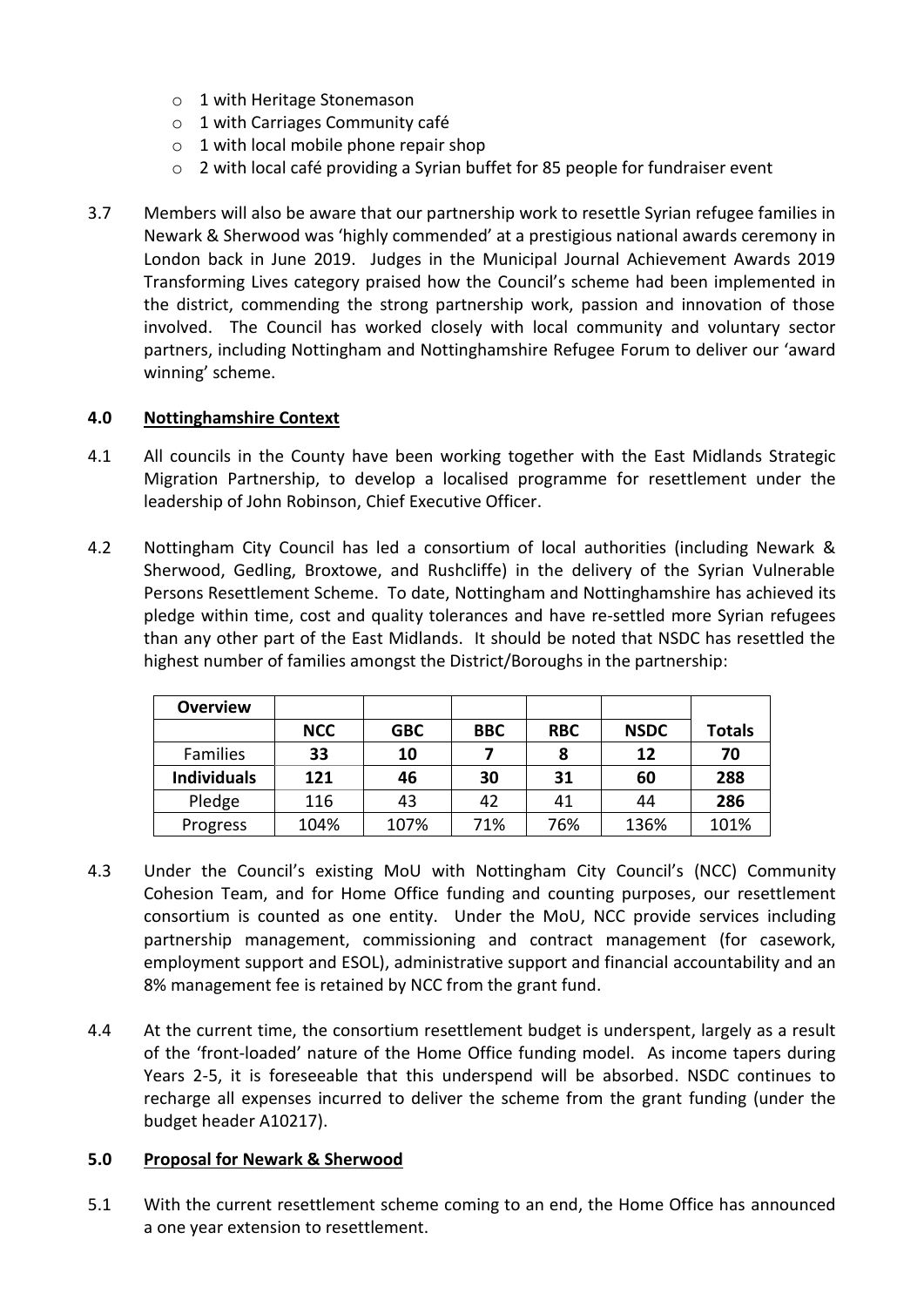- 1 with Heritage Stonemason
  - 1 with Carriages Community café
  - 1 with local mobile phone repair shop
  - 2 with local café providing a Syrian buffet for 85 people for fundraiser event

3.7 Members will also be aware that our partnership work to resettle Syrian refugee families in Newark & Sherwood was 'highly commended' at a prestigious national awards ceremony in London back in June 2019. Judges in the Municipal Journal Achievement Awards 2019 Transforming Lives category praised how the Council's scheme had been implemented in the district, commending the strong partnership work, passion and innovation of those involved. The Council has worked closely with local community and voluntary sector partners, including Nottingham and Nottinghamshire Refugee Forum to deliver our 'award winning' scheme.

## 4.0 Nottinghamshire Context

4.1 All councils in the County have been working together with the East Midlands Strategic Migration Partnership, to develop a localised programme for resettlement under the leadership of John Robinson, Chief Executive Officer.

4.2 Nottingham City Council has led a consortium of local authorities (including Newark & Sherwood, Gedling, Broxtowe, and Rushcliffe) in the delivery of the Syrian Vulnerable Persons Resettlement Scheme. To date, Nottingham and Nottinghamshire has achieved its pledge within time, cost and quality tolerances and have re-settled more Syrian refugees than any other part of the East Midlands. It should be noted that NSDC has resettled the highest number of families amongst the District/Boroughs in the partnership:

| **Overview** | | | | | | |
|---|---|---|---|---|---|---|
| | **NCC** | **GBC** | **BBC** | **RBC** | **NSDC** | **Totals** |
| Families | **33** | **10** | **7** | **8** | **12** | **70** |
| **Individuals** | **121** | **46** | **30** | **31** | **60** | **288** |
| Pledge | 116 | 43 | 42 | 41 | 44 | **286** |
| Progress | 104% | 107% | 71% | 76% | 136% | 101% |

4.3 Under the Council's existing MoU with Nottingham City Council's (NCC) Community Cohesion Team, and for Home Office funding and counting purposes, our resettlement consortium is counted as one entity. Under the MoU, NCC provide services including partnership management, commissioning and contract management (for casework, employment support and ESOL), administrative support and financial accountability and an 8% management fee is retained by NCC from the grant fund.

4.4 At the current time, the consortium resettlement budget is underspent, largely as a result of the 'front-loaded' nature of the Home Office funding model. As income tapers during Years 2-5, it is foreseeable that this underspend will be absorbed. NSDC continues to recharge all expenses incurred to deliver the scheme from the grant funding (under the budget header A10217).

## 5.0 Proposal for Newark & Sherwood

5.1 With the current resettlement scheme coming to an end, the Home Office has announced a one year extension to resettlement.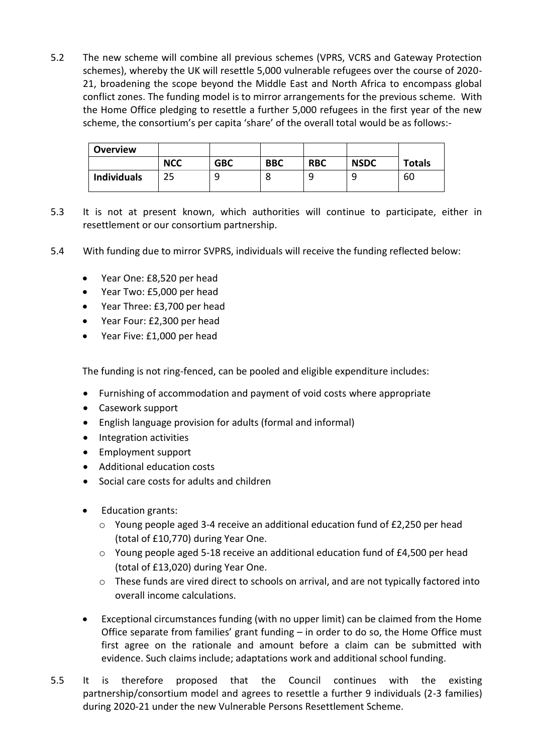5.2 The new scheme will combine all previous schemes (VPRS, VCRS and Gateway Protection schemes), whereby the UK will resettle 5,000 vulnerable refugees over the course of 2020-21, broadening the scope beyond the Middle East and North Africa to encompass global conflict zones. The funding model is to mirror arrangements for the previous scheme. With the Home Office pledging to resettle a further 5,000 refugees in the first year of the new scheme, the consortium's per capita 'share' of the overall total would be as follows:-

| **Overview** | | | | | | |
|---|---|---|---|---|---|---|
| | **NCC** | **GBC** | **BBC** | **RBC** | **NSDC** | **Totals** |
| **Individuals** | 25 | 9 | 8 | 9 | 9 | 60 |

5.3 It is not at present known, which authorities will continue to participate, either in resettlement or our consortium partnership.

5.4 With funding due to mirror SVPRS, individuals will receive the funding reflected below:

- Year One: £8,520 per head
- Year Two: £5,000 per head
- Year Three: £3,700 per head
- Year Four: £2,300 per head
- Year Five: £1,000 per head

The funding is not ring-fenced, can be pooled and eligible expenditure includes:

- Furnishing of accommodation and payment of void costs where appropriate
- Casework support
- English language provision for adults (formal and informal)
- Integration activities
- Employment support
- Additional education costs
- Social care costs for adults and children
- Education grants:
  - Young people aged 3-4 receive an additional education fund of £2,250 per head (total of £10,770) during Year One.
  - Young people aged 5-18 receive an additional education fund of £4,500 per head (total of £13,020) during Year One.
  - These funds are vired direct to schools on arrival, and are not typically factored into overall income calculations.
- Exceptional circumstances funding (with no upper limit) can be claimed from the Home Office separate from families' grant funding – in order to do so, the Home Office must first agree on the rationale and amount before a claim can be submitted with evidence. Such claims include; adaptations work and additional school funding.

5.5 It is therefore proposed that the Council continues with the existing partnership/consortium model and agrees to resettle a further 9 individuals (2-3 families) during 2020-21 under the new Vulnerable Persons Resettlement Scheme.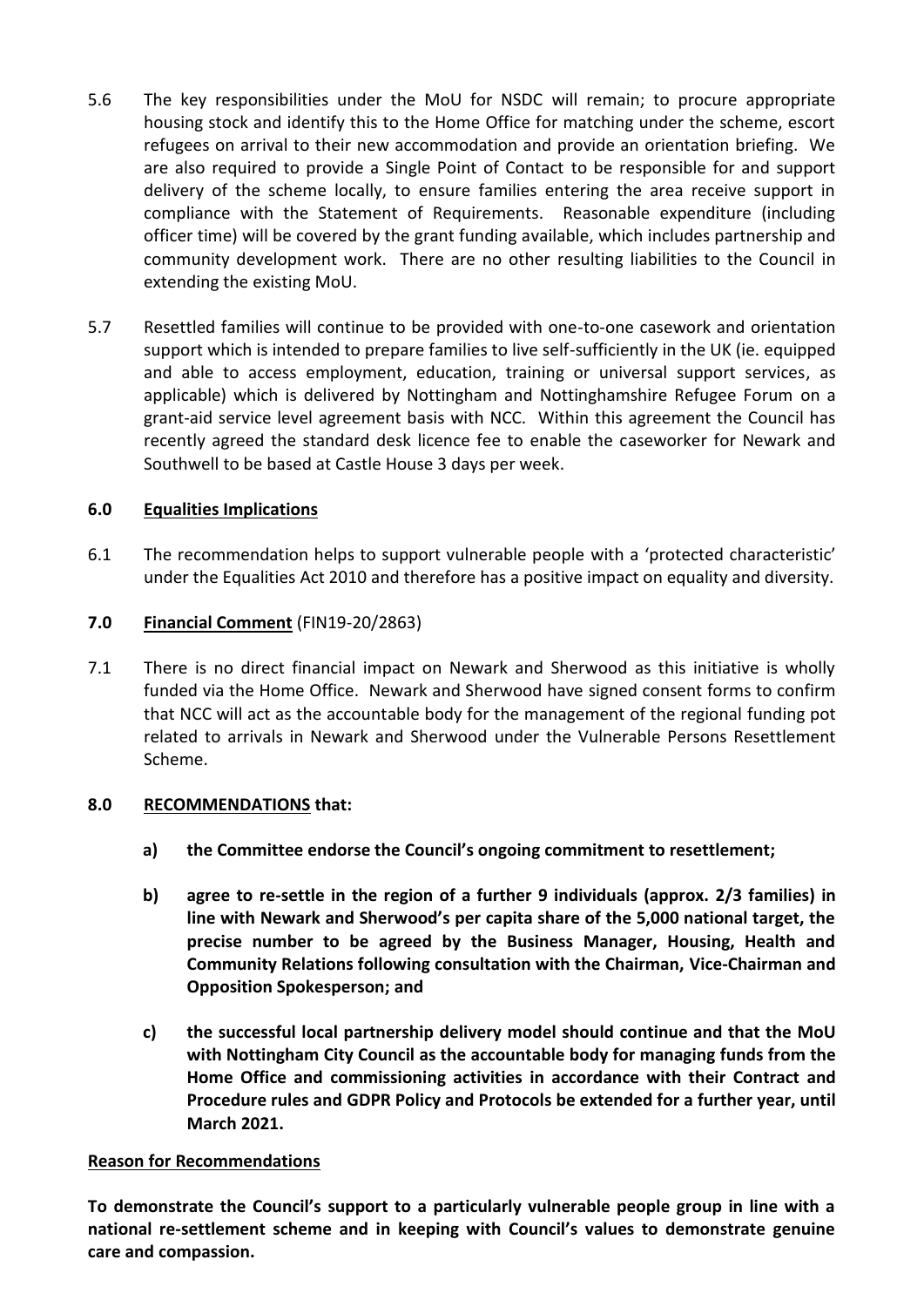5.6 The key responsibilities under the MoU for NSDC will remain; to procure appropriate housing stock and identify this to the Home Office for matching under the scheme, escort refugees on arrival to their new accommodation and provide an orientation briefing. We are also required to provide a Single Point of Contact to be responsible for and support delivery of the scheme locally, to ensure families entering the area receive support in compliance with the Statement of Requirements. Reasonable expenditure (including officer time) will be covered by the grant funding available, which includes partnership and community development work. There are no other resulting liabilities to the Council in extending the existing MoU.

5.7 Resettled families will continue to be provided with one-to-one casework and orientation support which is intended to prepare families to live self-sufficiently in the UK (ie. equipped and able to access employment, education, training or universal support services, as applicable) which is delivered by Nottingham and Nottinghamshire Refugee Forum on a grant-aid service level agreement basis with NCC. Within this agreement the Council has recently agreed the standard desk licence fee to enable the caseworker for Newark and Southwell to be based at Castle House 3 days per week.

## 6.0 <u>Equalities Implications</u>

6.1 The recommendation helps to support vulnerable people with a 'protected characteristic' under the Equalities Act 2010 and therefore has a positive impact on equality and diversity.

## 7.0 <u>Financial Comment</u> (FIN19-20/2863)

7.1 There is no direct financial impact on Newark and Sherwood as this initiative is wholly funded via the Home Office. Newark and Sherwood have signed consent forms to confirm that NCC will act as the accountable body for the management of the regional funding pot related to arrivals in Newark and Sherwood under the Vulnerable Persons Resettlement Scheme.

## 8.0 <u>RECOMMENDATIONS</u> that:

**a) the Committee endorse the Council's ongoing commitment to resettlement;**

**b) agree to re-settle in the region of a further 9 individuals (approx. 2/3 families) in line with Newark and Sherwood's per capita share of the 5,000 national target, the precise number to be agreed by the Business Manager, Housing, Health and Community Relations following consultation with the Chairman, Vice-Chairman and Opposition Spokesperson; and**

**c) the successful local partnership delivery model should continue and that the MoU with Nottingham City Council as the accountable body for managing funds from the Home Office and commissioning activities in accordance with their Contract and Procedure rules and GDPR Policy and Protocols be extended for a further year, until March 2021.**

**<u>Reason for Recommendations</u>**

**To demonstrate the Council's support to a particularly vulnerable people group in line with a national re-settlement scheme and in keeping with Council's values to demonstrate genuine care and compassion.**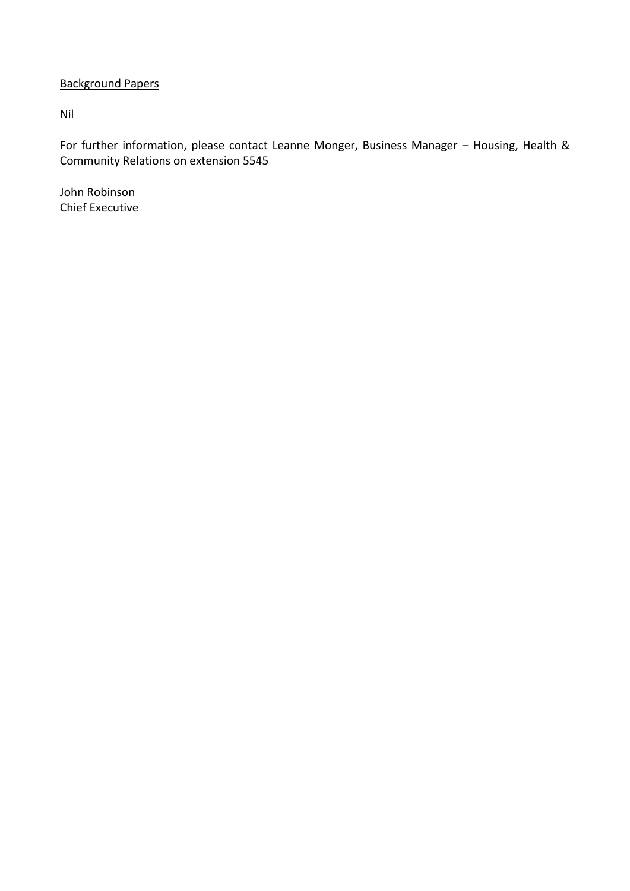Background Papers

Nil

For further information, please contact Leanne Monger, Business Manager – Housing, Health & Community Relations on extension 5545

John Robinson
Chief Executive